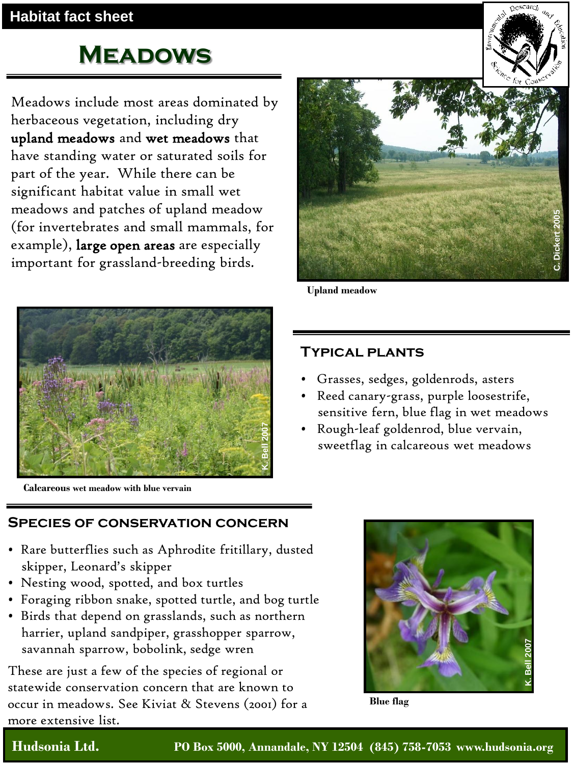Habitat fact sheet

# Meadows

Meadows include most areas dominated by herbaceous vegetation, including dry **upland meadows** and **wet meadows** that have standing water or saturated soils for part of the year. While there can be significant habitat value in small wet meadows and patches of upland meadow (for invertebrates and small mammals, for example), **large open areas** are especially important for grassland-breeding birds.

**Upland meadow**

**Calcareous wet meadow with blue vervain**

## Typical plants

- Grasses, sedges, goldenrods, asters
- Reed canary-grass, purple loosestrife, sensitive fern, blue flag in wet meadows
- Rough-leaf goldenrod, blue vervain, sweetflag in calcareous wet meadows

## Species of conservation concern

- Rare butterflies such as Aphrodite fritillary, dusted skipper, Leonard's skipper
- Nesting wood, spotted, and box turtles
- Foraging ribbon snake, spotted turtle, and bog turtle
- Birds that depend on grasslands, such as northern harrier, upland sandpiper, grasshopper sparrow, savannah sparrow, bobolink, sedge wren

These are just a few of the species of regional or statewide conservation concern that are known to occur in meadows. See Kiviat & Stevens (2001) for a more extensive list.

**Blue flag**

**Hudsonia Ltd.** PO Box 5000, Annandale, NY 12504 (845) 758-7053 www.hudsonia.org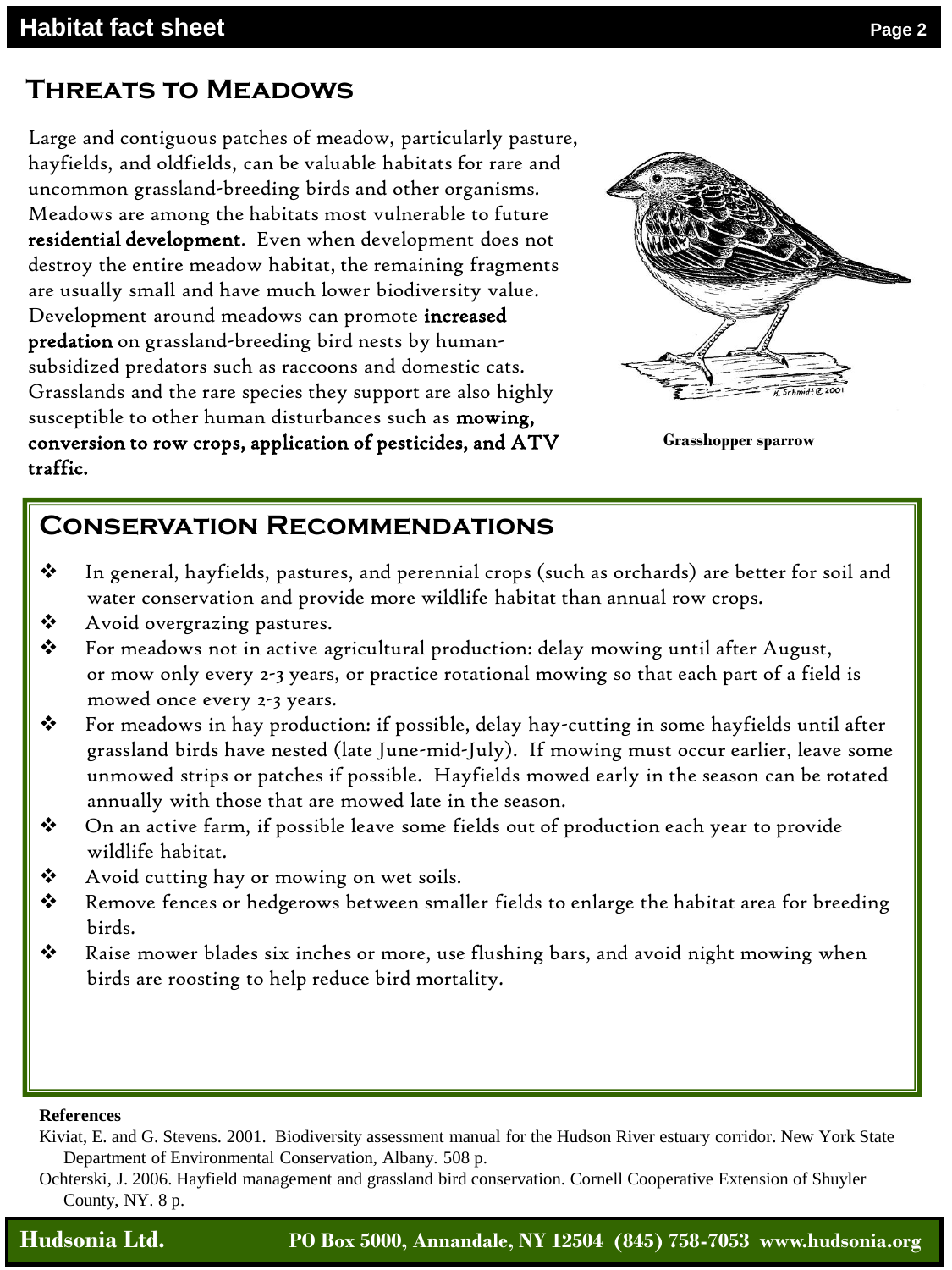## Threats to Meadows

Large and contiguous patches of meadow, particularly pasture, hayfields, and oldfields, can be valuable habitats for rare and uncommon grassland-breeding birds and other organisms. Meadows are among the habitats most vulnerable to future **residential development**. Even when development does not destroy the entire meadow habitat, the remaining fragments are usually small and have much lower biodiversity value. Development around meadows can promote **increased predation** on grassland-breeding bird nests by human-subsidized predators such as raccoons and domestic cats. Grasslands and the rare species they support are also highly susceptible to other human disturbances such as **mowing, conversion to row crops, application of pesticides, and ATV traffic.**

**Grasshopper sparrow**

## Conservation Recommendations

- In general, hayfields, pastures, and perennial crops (such as orchards) are better for soil and water conservation and provide more wildlife habitat than annual row crops.
- Avoid overgrazing pastures.
- For meadows not in active agricultural production: delay mowing until after August, or mow only every 2-3 years, or practice rotational mowing so that each part of a field is mowed once every 2-3 years.
- For meadows in hay production: if possible, delay hay-cutting in some hayfields until after grassland birds have nested (late June-mid-July). If mowing must occur earlier, leave some unmowed strips or patches if possible. Hayfields mowed early in the season can be rotated annually with those that are mowed late in the season.
- On an active farm, if possible leave some fields out of production each year to provide wildlife habitat.
- Avoid cutting hay or mowing on wet soils.
- Remove fences or hedgerows between smaller fields to enlarge the habitat area for breeding birds.
- Raise mower blades six inches or more, use flushing bars, and avoid night mowing when birds are roosting to help reduce bird mortality.

**References**

Kiviat, E. and G. Stevens. 2001. Biodiversity assessment manual for the Hudson River estuary corridor. New York State Department of Environmental Conservation, Albany. 508 p.

Ochterski, J. 2006. Hayfield management and grassland bird conservation. Cornell Cooperative Extension of Shuyler County, NY. 8 p.

**Hudsonia Ltd.** **PO Box 5000, Annandale, NY 12504 (845) 758-7053 www.hudsonia.org**